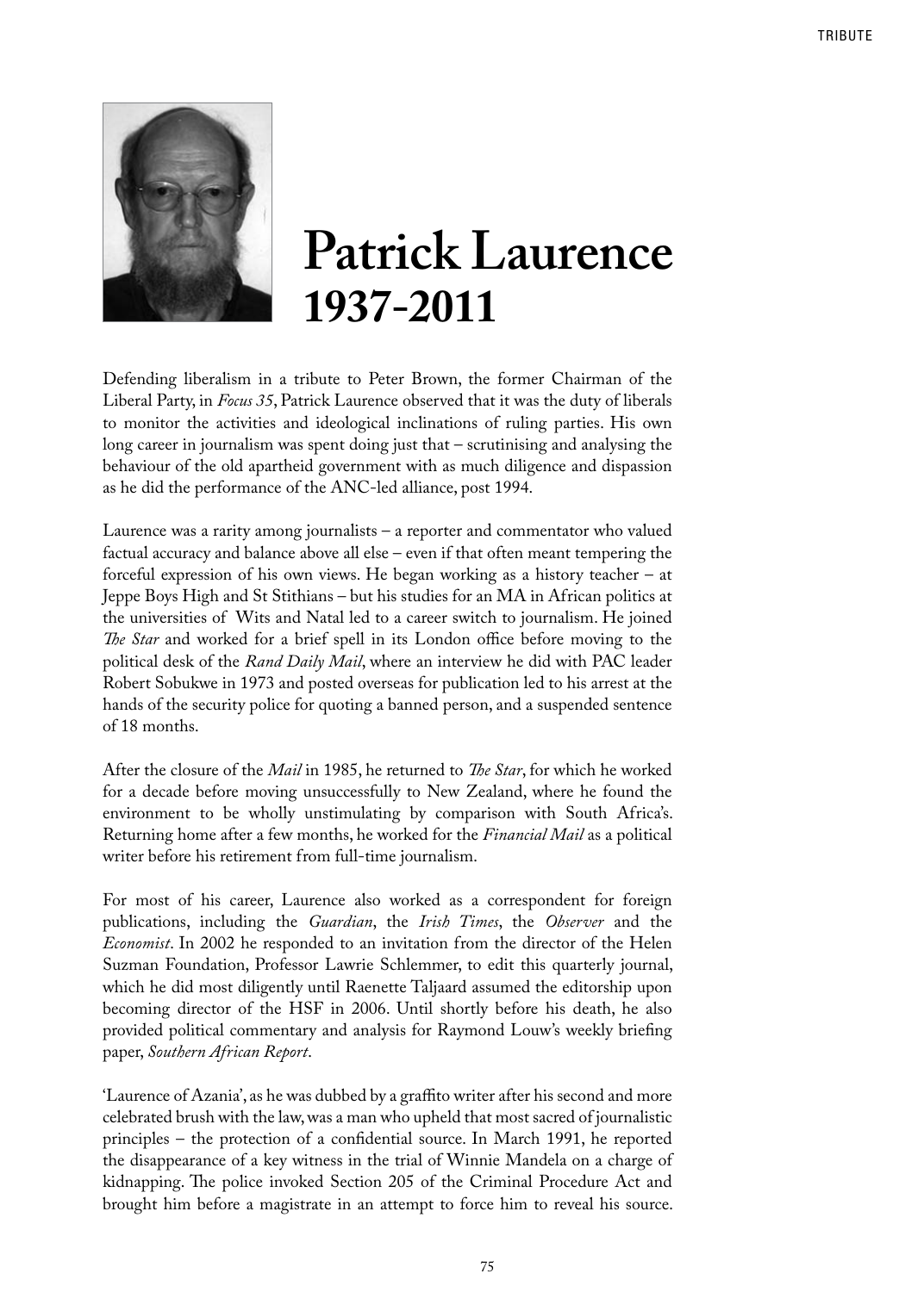# Patrick Laurence 1937-2011

Defending liberalism in a tribute to Peter Brown, the former Chairman of the Liberal Party, in *Focus 35*, Patrick Laurence observed that it was the duty of liberals to monitor the activities and ideological inclinations of ruling parties. His own long career in journalism was spent doing just that – scrutinising and analysing the behaviour of the old apartheid government with as much diligence and dispassion as he did the performance of the ANC-led alliance, post 1994.

Laurence was a rarity among journalists – a reporter and commentator who valued factual accuracy and balance above all else – even if that often meant tempering the forceful expression of his own views. He began working as a history teacher – at Jeppe Boys High and St Stithians – but his studies for an MA in African politics at the universities of Wits and Natal led to a career switch to journalism. He joined *The Star* and worked for a brief spell in its London office before moving to the political desk of the *Rand Daily Mail*, where an interview he did with PAC leader Robert Sobukwe in 1973 and posted overseas for publication led to his arrest at the hands of the security police for quoting a banned person, and a suspended sentence of 18 months.

After the closure of the *Mail* in 1985, he returned to *The Star*, for which he worked for a decade before moving unsuccessfully to New Zealand, where he found the environment to be wholly unstimulating by comparison with South Africa's. Returning home after a few months, he worked for the *Financial Mail* as a political writer before his retirement from full-time journalism.

For most of his career, Laurence also worked as a correspondent for foreign publications, including the *Guardian*, the *Irish Times*, the *Observer* and the *Economist*. In 2002 he responded to an invitation from the director of the Helen Suzman Foundation, Professor Lawrie Schlemmer, to edit this quarterly journal, which he did most diligently until Raenette Taljaard assumed the editorship upon becoming director of the HSF in 2006. Until shortly before his death, he also provided political commentary and analysis for Raymond Louw's weekly briefing paper, *Southern African Report*.

'Laurence of Azania', as he was dubbed by a graffito writer after his second and more celebrated brush with the law, was a man who upheld that most sacred of journalistic principles – the protection of a confidential source. In March 1991, he reported the disappearance of a key witness in the trial of Winnie Mandela on a charge of kidnapping. The police invoked Section 205 of the Criminal Procedure Act and brought him before a magistrate in an attempt to force him to reveal his source.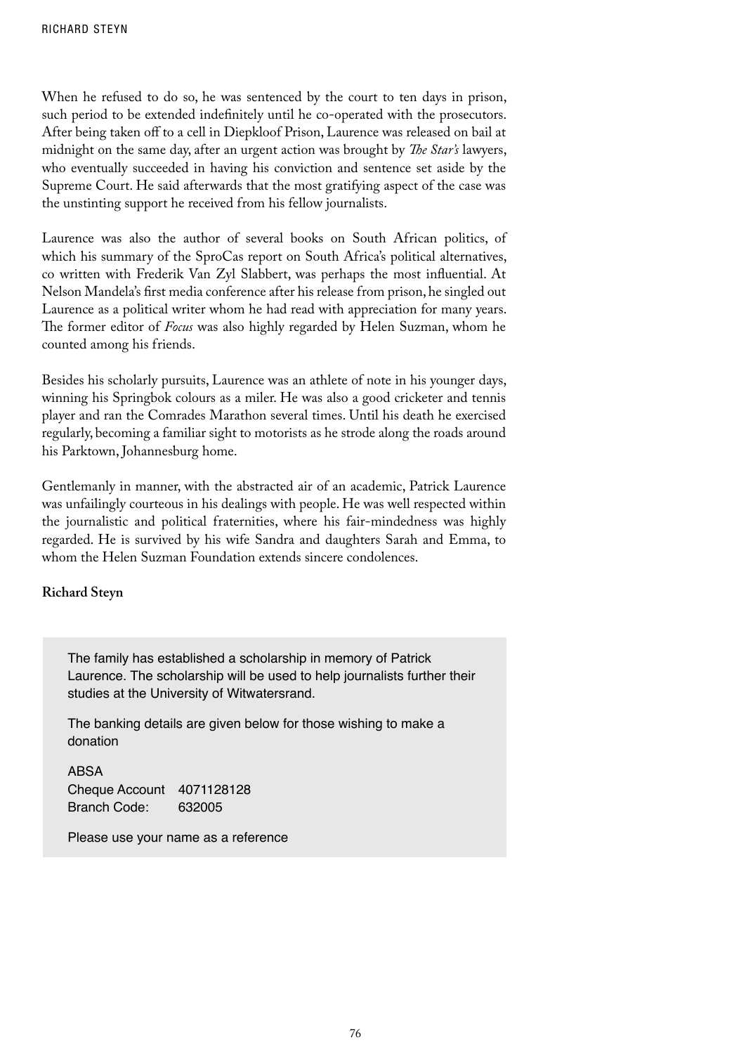When he refused to do so, he was sentenced by the court to ten days in prison, such period to be extended indefinitely until he co-operated with the prosecutors. After being taken off to a cell in Diepkloof Prison, Laurence was released on bail at midnight on the same day, after an urgent action was brought by *The Star's* lawyers, who eventually succeeded in having his conviction and sentence set aside by the Supreme Court. He said afterwards that the most gratifying aspect of the case was the unstinting support he received from his fellow journalists.

Laurence was also the author of several books on South African politics, of which his summary of the SproCas report on South Africa's political alternatives, co written with Frederik Van Zyl Slabbert, was perhaps the most influential. At Nelson Mandela's first media conference after his release from prison, he singled out Laurence as a political writer whom he had read with appreciation for many years. The former editor of *Focus* was also highly regarded by Helen Suzman, whom he counted among his friends.

Besides his scholarly pursuits, Laurence was an athlete of note in his younger days, winning his Springbok colours as a miler. He was also a good cricketer and tennis player and ran the Comrades Marathon several times. Until his death he exercised regularly, becoming a familiar sight to motorists as he strode along the roads around his Parktown, Johannesburg home.

Gentlemanly in manner, with the abstracted air of an academic, Patrick Laurence was unfailingly courteous in his dealings with people. He was well respected within the journalistic and political fraternities, where his fair-mindedness was highly regarded. He is survived by his wife Sandra and daughters Sarah and Emma, to whom the Helen Suzman Foundation extends sincere condolences.

**Richard Steyn**

The family has established a scholarship in memory of Patrick Laurence. The scholarship will be used to help journalists further their studies at the University of Witwatersrand.

The banking details are given below for those wishing to make a donation

ABSA
Cheque Account 4071128128
Branch Code: 632005

Please use your name as a reference